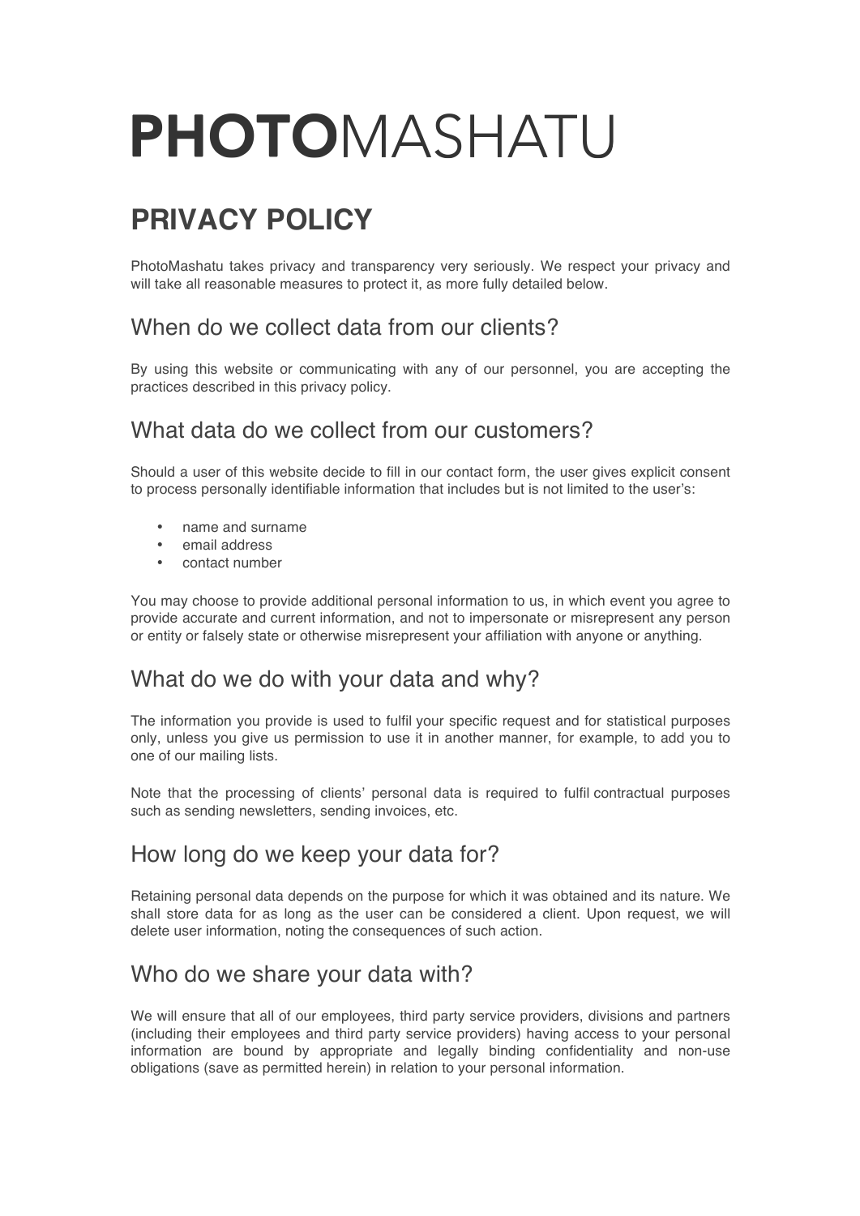# PHOTOMASHATU

# PRIVACY POLICY

PhotoMashatu takes privacy and transparency very seriously. We respect your privacy and will take all reasonable measures to protect it, as more fully detailed below.

## When do we collect data from our clients?

By using this website or communicating with any of our personnel, you are accepting the practices described in this privacy policy.

## What data do we collect from our customers?

Should a user of this website decide to fill in our contact form, the user gives explicit consent to process personally identifiable information that includes but is not limited to the user's:

- name and surname
- email address
- contact number

You may choose to provide additional personal information to us, in which event you agree to provide accurate and current information, and not to impersonate or misrepresent any person or entity or falsely state or otherwise misrepresent your affiliation with anyone or anything.

## What do we do with your data and why?

The information you provide is used to fulfil your specific request and for statistical purposes only, unless you give us permission to use it in another manner, for example, to add you to one of our mailing lists.

Note that the processing of clients' personal data is required to fulfil contractual purposes such as sending newsletters, sending invoices, etc.

## How long do we keep your data for?

Retaining personal data depends on the purpose for which it was obtained and its nature. We shall store data for as long as the user can be considered a client. Upon request, we will delete user information, noting the consequences of such action.

## Who do we share your data with?

We will ensure that all of our employees, third party service providers, divisions and partners (including their employees and third party service providers) having access to your personal information are bound by appropriate and legally binding confidentiality and non-use obligations (save as permitted herein) in relation to your personal information.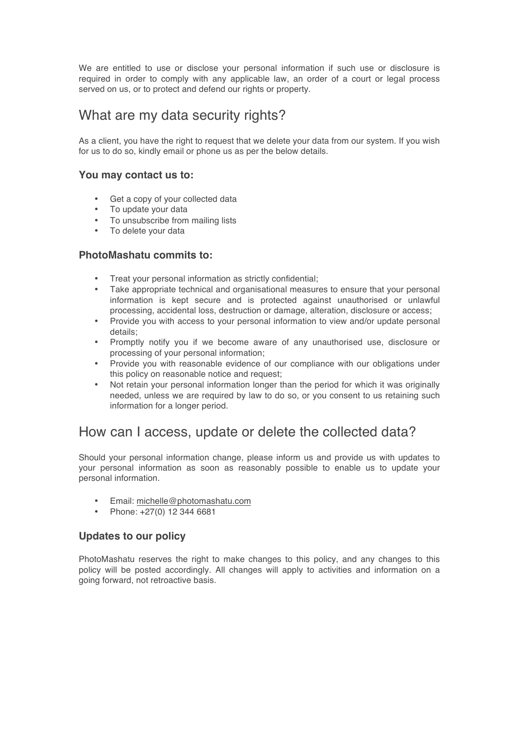We are entitled to use or disclose your personal information if such use or disclosure is required in order to comply with any applicable law, an order of a court or legal process served on us, or to protect and defend our rights or property.

## What are my data security rights?

As a client, you have the right to request that we delete your data from our system. If you wish for us to do so, kindly email or phone us as per the below details.

### You may contact us to:

- Get a copy of your collected data
- To update your data
- To unsubscribe from mailing lists
- To delete your data

### PhotoMashatu commits to:

- Treat your personal information as strictly confidential;
- Take appropriate technical and organisational measures to ensure that your personal information is kept secure and is protected against unauthorised or unlawful processing, accidental loss, destruction or damage, alteration, disclosure or access;
- Provide you with access to your personal information to view and/or update personal details;
- Promptly notify you if we become aware of any unauthorised use, disclosure or processing of your personal information;
- Provide you with reasonable evidence of our compliance with our obligations under this policy on reasonable notice and request;
- Not retain your personal information longer than the period for which it was originally needed, unless we are required by law to do so, or you consent to us retaining such information for a longer period.

## How can I access, update or delete the collected data?

Should your personal information change, please inform us and provide us with updates to your personal information as soon as reasonably possible to enable us to update your personal information.

- Email: michelle@photomashatu.com
- Phone: +27(0) 12 344 6681

### Updates to our policy

PhotoMashatu reserves the right to make changes to this policy, and any changes to this policy will be posted accordingly. All changes will apply to activities and information on a going forward, not retroactive basis.